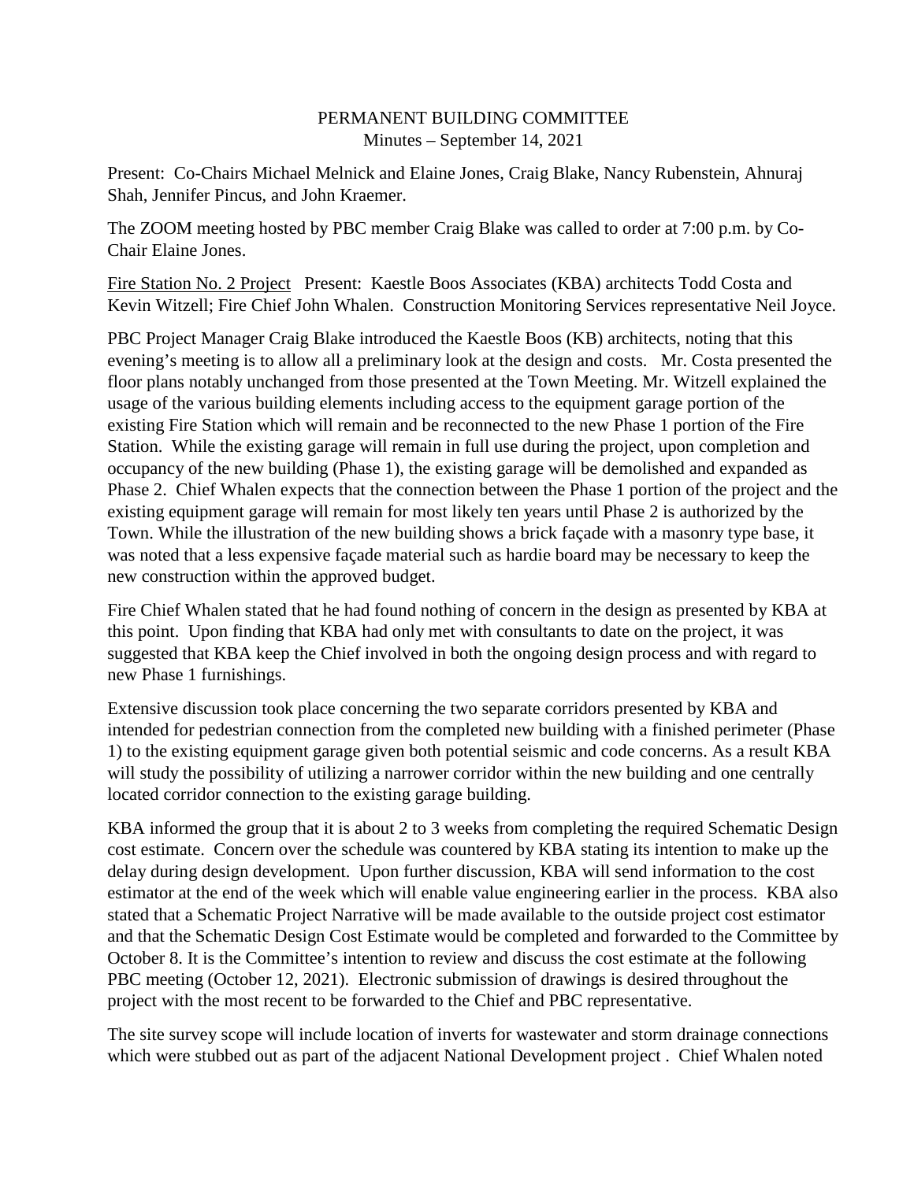PERMANENT BUILDING COMMITTEE
Minutes – September 14, 2021

Present: Co-Chairs Michael Melnick and Elaine Jones, Craig Blake, Nancy Rubenstein, Ahnuraj Shah, Jennifer Pincus, and John Kraemer.

The ZOOM meeting hosted by PBC member Craig Blake was called to order at 7:00 p.m. by Co-Chair Elaine Jones.

Fire Station No. 2 Project   Present: Kaestle Boos Associates (KBA) architects Todd Costa and Kevin Witzell; Fire Chief John Whalen. Construction Monitoring Services representative Neil Joyce.

PBC Project Manager Craig Blake introduced the Kaestle Boos (KB) architects, noting that this evening's meeting is to allow all a preliminary look at the design and costs. Mr. Costa presented the floor plans notably unchanged from those presented at the Town Meeting. Mr. Witzell explained the usage of the various building elements including access to the equipment garage portion of the existing Fire Station which will remain and be reconnected to the new Phase 1 portion of the Fire Station. While the existing garage will remain in full use during the project, upon completion and occupancy of the new building (Phase 1), the existing garage will be demolished and expanded as Phase 2. Chief Whalen expects that the connection between the Phase 1 portion of the project and the existing equipment garage will remain for most likely ten years until Phase 2 is authorized by the Town. While the illustration of the new building shows a brick façade with a masonry type base, it was noted that a less expensive façade material such as hardie board may be necessary to keep the new construction within the approved budget.

Fire Chief Whalen stated that he had found nothing of concern in the design as presented by KBA at this point. Upon finding that KBA had only met with consultants to date on the project, it was suggested that KBA keep the Chief involved in both the ongoing design process and with regard to new Phase 1 furnishings.

Extensive discussion took place concerning the two separate corridors presented by KBA and intended for pedestrian connection from the completed new building with a finished perimeter (Phase 1) to the existing equipment garage given both potential seismic and code concerns. As a result KBA will study the possibility of utilizing a narrower corridor within the new building and one centrally located corridor connection to the existing garage building.

KBA informed the group that it is about 2 to 3 weeks from completing the required Schematic Design cost estimate. Concern over the schedule was countered by KBA stating its intention to make up the delay during design development. Upon further discussion, KBA will send information to the cost estimator at the end of the week which will enable value engineering earlier in the process. KBA also stated that a Schematic Project Narrative will be made available to the outside project cost estimator and that the Schematic Design Cost Estimate would be completed and forwarded to the Committee by October 8. It is the Committee's intention to review and discuss the cost estimate at the following PBC meeting (October 12, 2021). Electronic submission of drawings is desired throughout the project with the most recent to be forwarded to the Chief and PBC representative.

The site survey scope will include location of inverts for wastewater and storm drainage connections which were stubbed out as part of the adjacent National Development project . Chief Whalen noted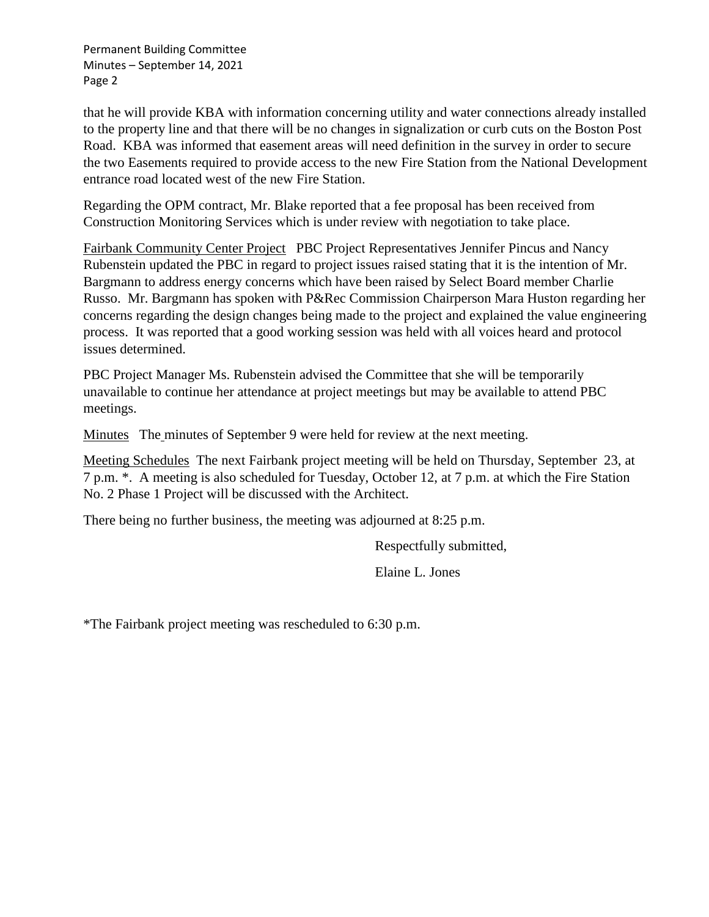that he will provide KBA with information concerning utility and water connections already installed to the property line and that there will be no changes in signalization or curb cuts on the Boston Post Road. KBA was informed that easement areas will need definition in the survey in order to secure the two Easements required to provide access to the new Fire Station from the National Development entrance road located west of the new Fire Station.

Regarding the OPM contract, Mr. Blake reported that a fee proposal has been received from Construction Monitoring Services which is under review with negotiation to take place.

Fairbank Community Center Project PBC Project Representatives Jennifer Pincus and Nancy Rubenstein updated the PBC in regard to project issues raised stating that it is the intention of Mr. Bargmann to address energy concerns which have been raised by Select Board member Charlie Russo. Mr. Bargmann has spoken with P&Rec Commission Chairperson Mara Huston regarding her concerns regarding the design changes being made to the project and explained the value engineering process. It was reported that a good working session was held with all voices heard and protocol issues determined.

PBC Project Manager Ms. Rubenstein advised the Committee that she will be temporarily unavailable to continue her attendance at project meetings but may be available to attend PBC meetings.

Minutes The minutes of September 9 were held for review at the next meeting.

Meeting Schedules The next Fairbank project meeting will be held on Thursday, September 23, at 7 p.m. *. A meeting is also scheduled for Tuesday, October 12, at 7 p.m. at which the Fire Station No. 2 Phase 1 Project will be discussed with the Architect.

There being no further business, the meeting was adjourned at 8:25 p.m.

Respectfully submitted,

Elaine L. Jones

*The Fairbank project meeting was rescheduled to 6:30 p.m.